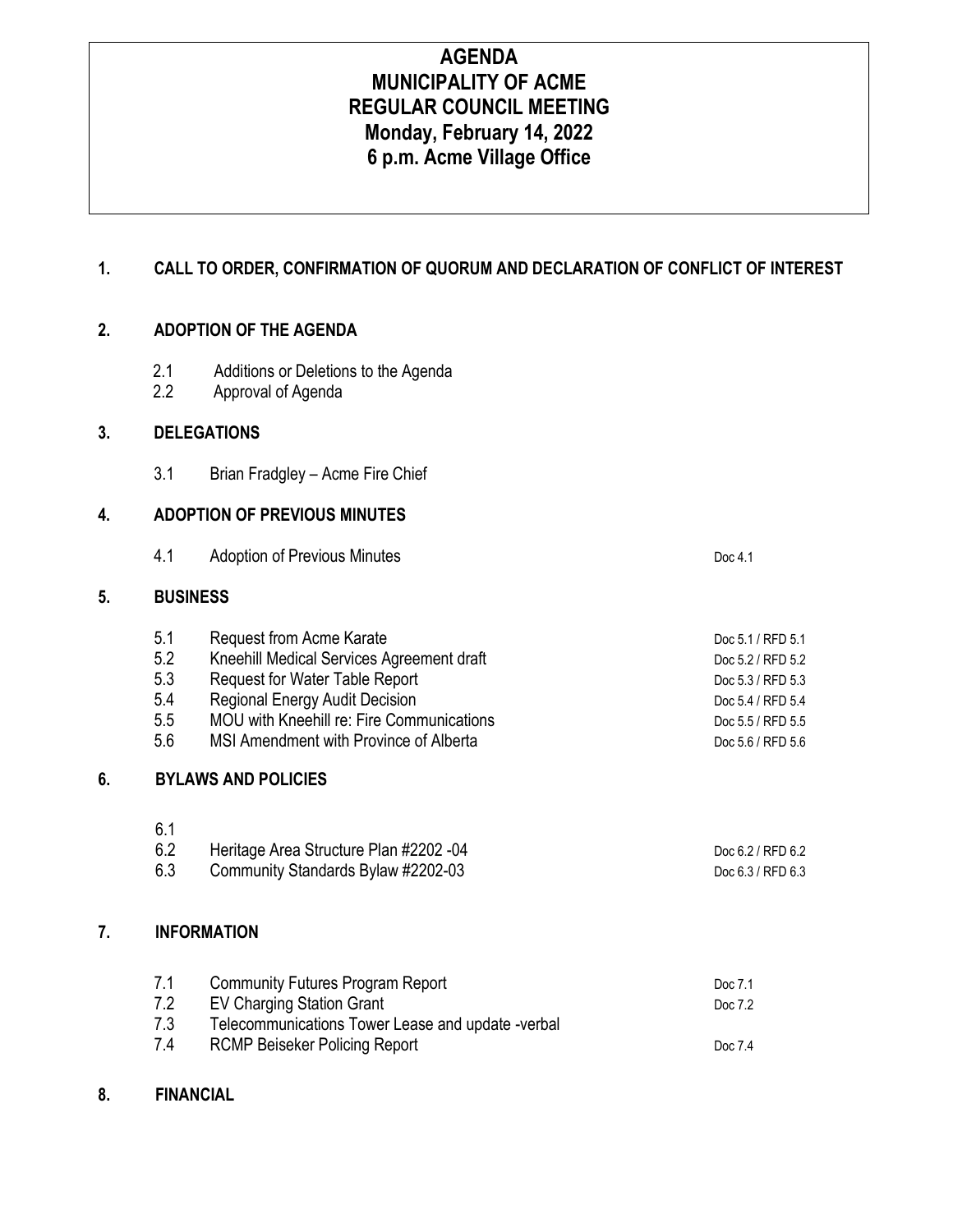# AGENDA
# MUNICIPALITY OF ACME
# REGULAR COUNCIL MEETING
# Monday, February 14, 2022
# 6 p.m. Acme Village Office

## 1. CALL TO ORDER, CONFIRMATION OF QUORUM AND DECLARATION OF CONFLICT OF INTEREST

## 2. ADOPTION OF THE AGENDA

| | | |
|---|---|---|
| 2.1 | Additions or Deletions to the Agenda | |
| 2.2 | Approval of Agenda | |

## 3. DELEGATIONS

| | | |
|---|---|---|
| 3.1 | Brian Fradgley – Acme Fire Chief | |

## 4. ADOPTION OF PREVIOUS MINUTES

| | | |
|---|---|---|
| 4.1 | Adoption of Previous Minutes | Doc 4.1 |

## 5. BUSINESS

| | | |
|---|---|---|
| 5.1 | Request from Acme Karate | Doc 5.1 / RFD 5.1 |
| 5.2 | Kneehill Medical Services Agreement draft | Doc 5.2 / RFD 5.2 |
| 5.3 | Request for Water Table Report | Doc 5.3 / RFD 5.3 |
| 5.4 | Regional Energy Audit Decision | Doc 5.4 / RFD 5.4 |
| 5.5 | MOU with Kneehill re: Fire Communications | Doc 5.5 / RFD 5.5 |
| 5.6 | MSI Amendment with Province of Alberta | Doc 5.6 / RFD 5.6 |

## 6. BYLAWS AND POLICIES

| | | |
|---|---|---|
| 6.1 | | |
| 6.2 | Heritage Area Structure Plan #2202 -04 | Doc 6.2 / RFD 6.2 |
| 6.3 | Community Standards Bylaw #2202-03 | Doc 6.3 / RFD 6.3 |

## 7. INFORMATION

| | | |
|---|---|---|
| 7.1 | Community Futures Program Report | Doc 7.1 |
| 7.2 | EV Charging Station Grant | Doc 7.2 |
| 7.3 | Telecommunications Tower Lease and update -verbal | |
| 7.4 | RCMP Beiseker Policing Report | Doc 7.4 |

## 8. FINANCIAL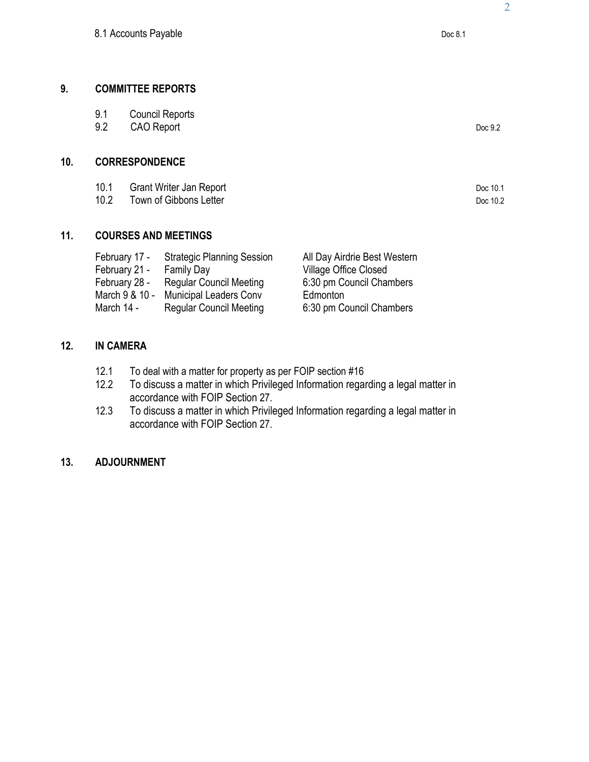8.1 Accounts Payable Doc 8.1

## 9. COMMITTEE REPORTS

9.1 Council Reports

9.2 CAO Report Doc 9.2

## 10. CORRESPONDENCE

10.1 Grant Writer Jan Report Doc 10.1

10.2 Town of Gibbons Letter Doc 10.2

## 11. COURSES AND MEETINGS

| | | |
|---|---|---|
| February 17 - | Strategic Planning Session | All Day Airdrie Best Western |
| February 21 - | Family Day | Village Office Closed |
| February 28 - | Regular Council Meeting | 6:30 pm Council Chambers |
| March 9 & 10 - | Municipal Leaders Conv | Edmonton |
| March 14 - | Regular Council Meeting | 6:30 pm Council Chambers |

## 12. IN CAMERA

12.1 To deal with a matter for property as per FOIP section #16

12.2 To discuss a matter in which Privileged Information regarding a legal matter in accordance with FOIP Section 27.

12.3 To discuss a matter in which Privileged Information regarding a legal matter in accordance with FOIP Section 27.

## 13. ADJOURNMENT